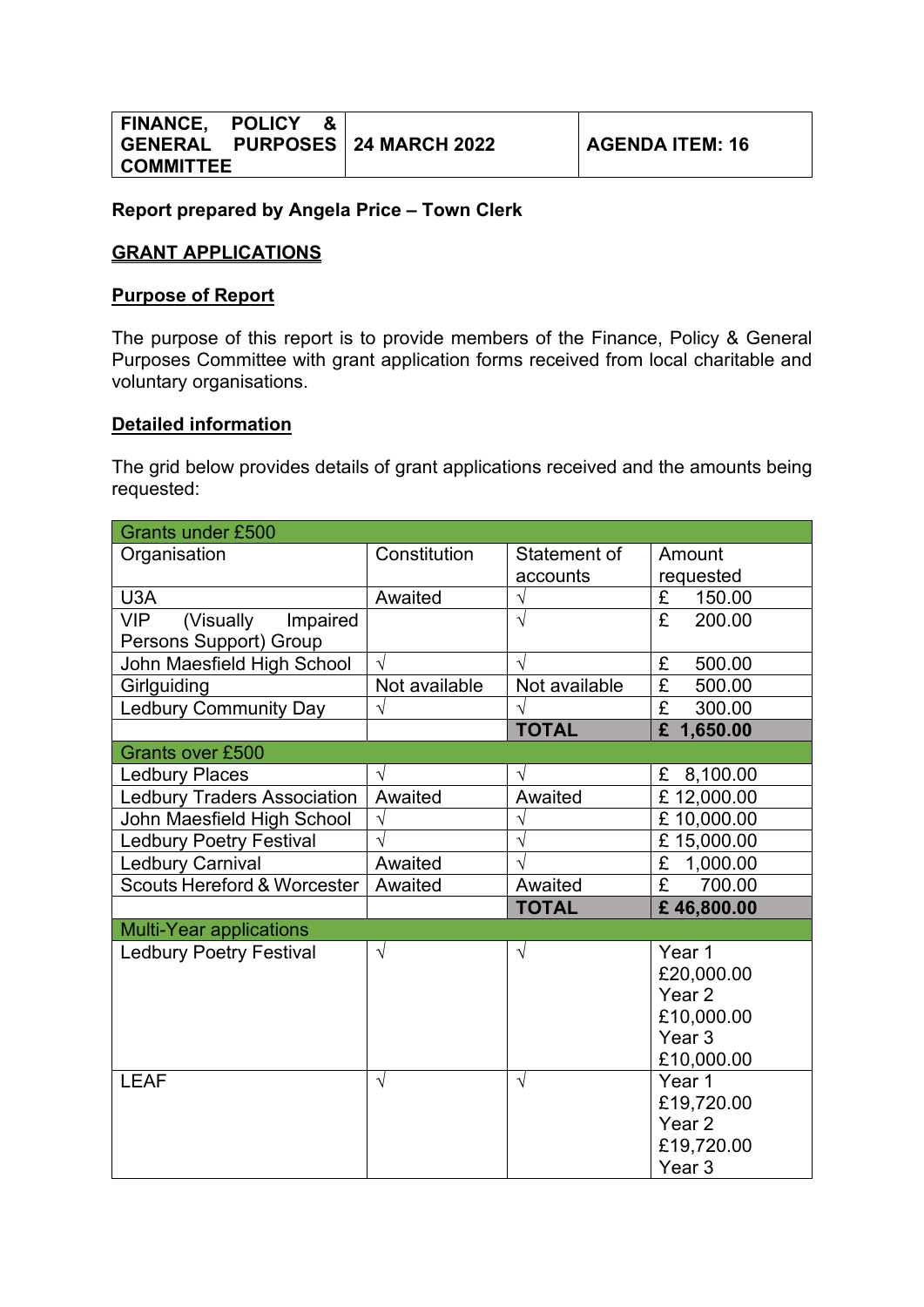| FINANCE, POLICY & GENERAL PURPOSES COMMITTEE | 24 MARCH 2022 | AGENDA ITEM: 16 |
|---|---|---|

**Report prepared by Angela Price – Town Clerk**

## GRANT APPLICATIONS

### Purpose of Report

The purpose of this report is to provide members of the Finance, Policy & General Purposes Committee with grant application forms received from local charitable and voluntary organisations.

### Detailed information

The grid below provides details of grant applications received and the amounts being requested:

| Grants under £500 | | | |
|---|---|---|---|
| Organisation | Constitution | Statement of accounts | Amount requested |
| U3A | Awaited | √ | £ 150.00 |
| VIP (Visually Impaired Persons Support) Group | | √ | £ 200.00 |
| John Maesfield High School | √ | √ | £ 500.00 |
| Girlguiding | Not available | Not available | £ 500.00 |
| Ledbury Community Day | √ | √ | £ 300.00 |
| | | **TOTAL** | **£ 1,650.00** |
| **Grants over £500** | | | |
| Ledbury Places | √ | √ | £ 8,100.00 |
| Ledbury Traders Association | Awaited | Awaited | £ 12,000.00 |
| John Maesfield High School | √ | √ | £ 10,000.00 |
| Ledbury Poetry Festival | √ | √ | £ 15,000.00 |
| Ledbury Carnival | Awaited | √ | £ 1,000.00 |
| Scouts Hereford & Worcester | Awaited | Awaited | £ 700.00 |
| | | **TOTAL** | **£ 46,800.00** |
| **Multi-Year applications** | | | |
| Ledbury Poetry Festival | √ | √ | Year 1 £20,000.00 Year 2 £10,000.00 Year 3 £10,000.00 |
| LEAF | √ | √ | Year 1 £19,720.00 Year 2 £19,720.00 Year 3 |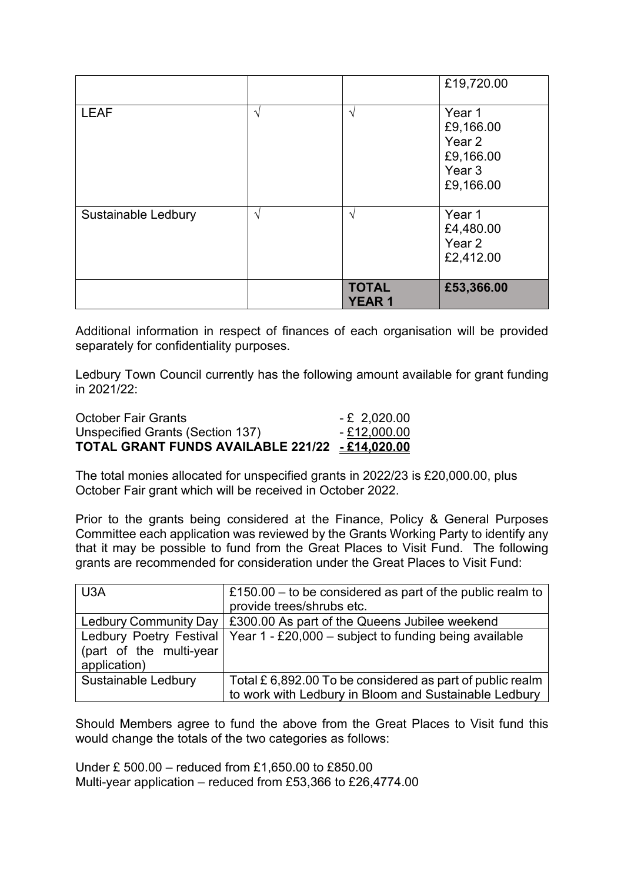| | | | £19,720.00 |
|---|---|---|---|
| LEAF | √ | √ | Year 1 £9,166.00 Year 2 £9,166.00 Year 3 £9,166.00 |
| Sustainable Ledbury | √ | √ | Year 1 £4,480.00 Year 2 £2,412.00 |
| | | **TOTAL YEAR 1** | **£53,366.00** |

Additional information in respect of finances of each organisation will be provided separately for confidentiality purposes.

Ledbury Town Council currently has the following amount available for grant funding in 2021/22:

October Fair Grants - £ 2,020.00
Unspecified Grants (Section 137) - £12,000.00
**TOTAL GRANT FUNDS AVAILABLE 221/22 - £14,020.00**

The total monies allocated for unspecified grants in 2022/23 is £20,000.00, plus October Fair grant which will be received in October 2022.

Prior to the grants being considered at the Finance, Policy & General Purposes Committee each application was reviewed by the Grants Working Party to identify any that it may be possible to fund from the Great Places to Visit Fund. The following grants are recommended for consideration under the Great Places to Visit Fund:

| U3A | £150.00 – to be considered as part of the public realm to provide trees/shrubs etc. |
|---|---|
| Ledbury Community Day | £300.00 As part of the Queens Jubilee weekend |
| Ledbury Poetry Festival (part of the multi-year application) | Year 1 - £20,000 – subject to funding being available |
| Sustainable Ledbury | Total £ 6,892.00 To be considered as part of public realm to work with Ledbury in Bloom and Sustainable Ledbury |

Should Members agree to fund the above from the Great Places to Visit fund this would change the totals of the two categories as follows:

Under £ 500.00 – reduced from £1,650.00 to £850.00
Multi-year application – reduced from £53,366 to £26,4774.00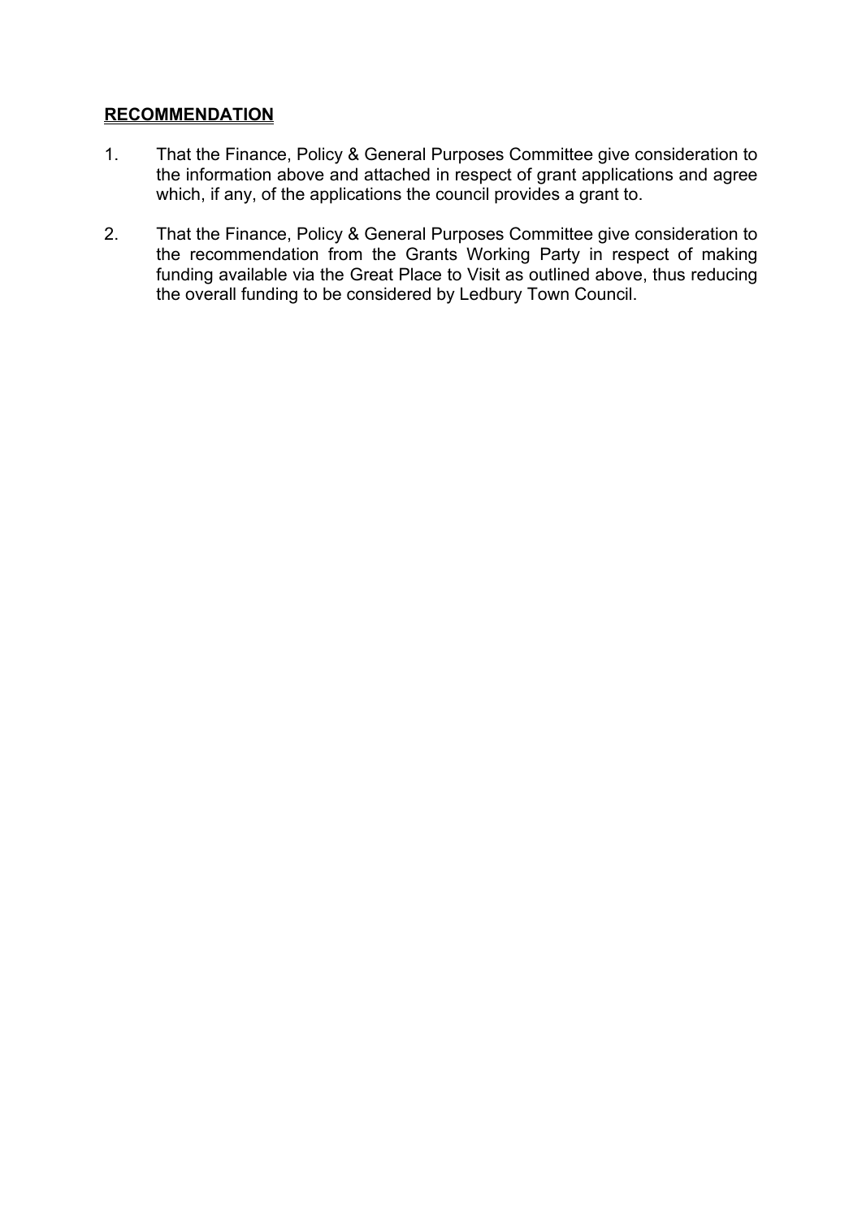## **RECOMMENDATION**

1. That the Finance, Policy & General Purposes Committee give consideration to the information above and attached in respect of grant applications and agree which, if any, of the applications the council provides a grant to.

2. That the Finance, Policy & General Purposes Committee give consideration to the recommendation from the Grants Working Party in respect of making funding available via the Great Place to Visit as outlined above, thus reducing the overall funding to be considered by Ledbury Town Council.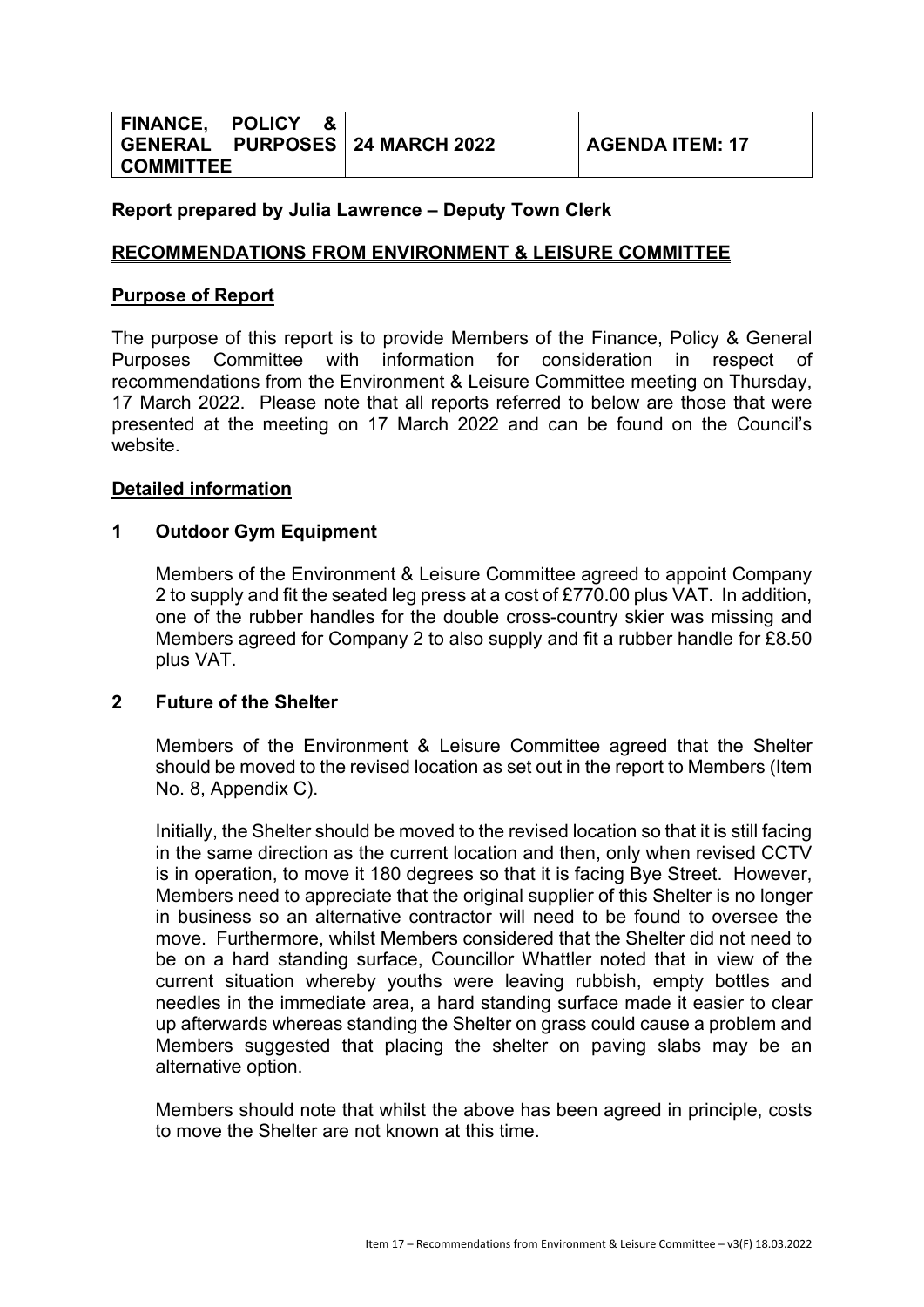| FINANCE, POLICY & GENERAL PURPOSES COMMITTEE | 24 MARCH 2022 | AGENDA ITEM: 17 |
| --- | --- | --- |

**Report prepared by Julia Lawrence – Deputy Town Clerk**

## RECOMMENDATIONS FROM ENVIRONMENT & LEISURE COMMITTEE

### Purpose of Report

The purpose of this report is to provide Members of the Finance, Policy & General Purposes Committee with information for consideration in respect of recommendations from the Environment & Leisure Committee meeting on Thursday, 17 March 2022. Please note that all reports referred to below are those that were presented at the meeting on 17 March 2022 and can be found on the Council's website.

### Detailed information

#### 1 Outdoor Gym Equipment

Members of the Environment & Leisure Committee agreed to appoint Company 2 to supply and fit the seated leg press at a cost of £770.00 plus VAT. In addition, one of the rubber handles for the double cross-country skier was missing and Members agreed for Company 2 to also supply and fit a rubber handle for £8.50 plus VAT.

#### 2 Future of the Shelter

Members of the Environment & Leisure Committee agreed that the Shelter should be moved to the revised location as set out in the report to Members (Item No. 8, Appendix C).

Initially, the Shelter should be moved to the revised location so that it is still facing in the same direction as the current location and then, only when revised CCTV is in operation, to move it 180 degrees so that it is facing Bye Street. However, Members need to appreciate that the original supplier of this Shelter is no longer in business so an alternative contractor will need to be found to oversee the move. Furthermore, whilst Members considered that the Shelter did not need to be on a hard standing surface, Councillor Whattler noted that in view of the current situation whereby youths were leaving rubbish, empty bottles and needles in the immediate area, a hard standing surface made it easier to clear up afterwards whereas standing the Shelter on grass could cause a problem and Members suggested that placing the shelter on paving slabs may be an alternative option.

Members should note that whilst the above has been agreed in principle, costs to move the Shelter are not known at this time.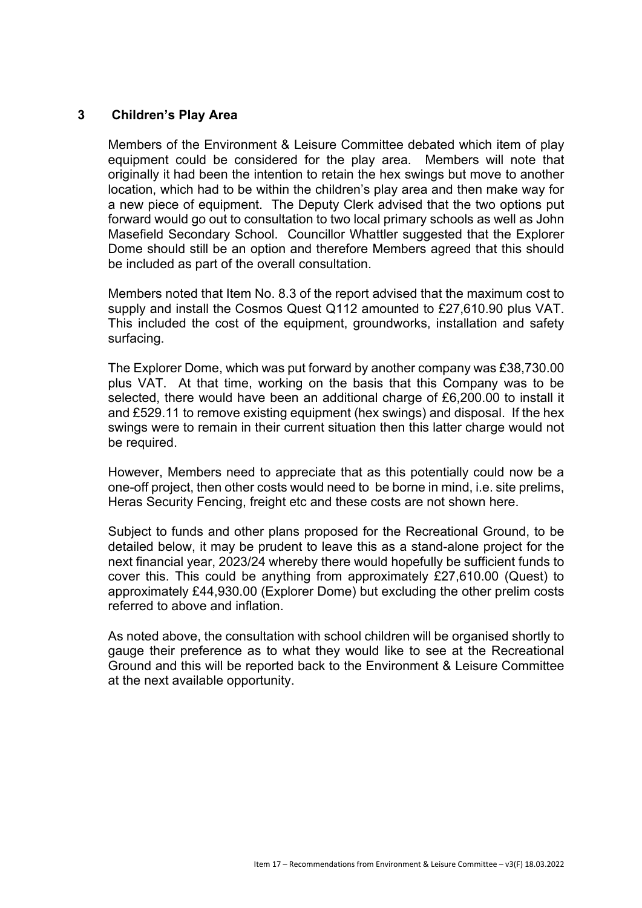## 3 Children's Play Area

Members of the Environment & Leisure Committee debated which item of play equipment could be considered for the play area. Members will note that originally it had been the intention to retain the hex swings but move to another location, which had to be within the children's play area and then make way for a new piece of equipment. The Deputy Clerk advised that the two options put forward would go out to consultation to two local primary schools as well as John Masefield Secondary School. Councillor Whattler suggested that the Explorer Dome should still be an option and therefore Members agreed that this should be included as part of the overall consultation.

Members noted that Item No. 8.3 of the report advised that the maximum cost to supply and install the Cosmos Quest Q112 amounted to £27,610.90 plus VAT. This included the cost of the equipment, groundworks, installation and safety surfacing.

The Explorer Dome, which was put forward by another company was £38,730.00 plus VAT. At that time, working on the basis that this Company was to be selected, there would have been an additional charge of £6,200.00 to install it and £529.11 to remove existing equipment (hex swings) and disposal. If the hex swings were to remain in their current situation then this latter charge would not be required.

However, Members need to appreciate that as this potentially could now be a one-off project, then other costs would need to be borne in mind, i.e. site prelims, Heras Security Fencing, freight etc and these costs are not shown here.

Subject to funds and other plans proposed for the Recreational Ground, to be detailed below, it may be prudent to leave this as a stand-alone project for the next financial year, 2023/24 whereby there would hopefully be sufficient funds to cover this. This could be anything from approximately £27,610.00 (Quest) to approximately £44,930.00 (Explorer Dome) but excluding the other prelim costs referred to above and inflation.

As noted above, the consultation with school children will be organised shortly to gauge their preference as to what they would like to see at the Recreational Ground and this will be reported back to the Environment & Leisure Committee at the next available opportunity.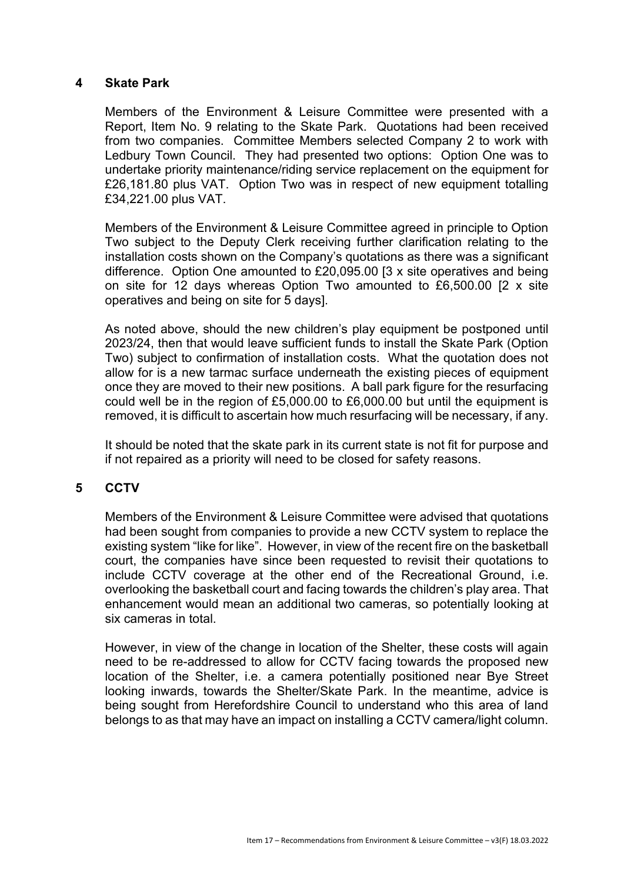## 4 Skate Park

Members of the Environment & Leisure Committee were presented with a Report, Item No. 9 relating to the Skate Park. Quotations had been received from two companies. Committee Members selected Company 2 to work with Ledbury Town Council. They had presented two options: Option One was to undertake priority maintenance/riding service replacement on the equipment for £26,181.80 plus VAT. Option Two was in respect of new equipment totalling £34,221.00 plus VAT.

Members of the Environment & Leisure Committee agreed in principle to Option Two subject to the Deputy Clerk receiving further clarification relating to the installation costs shown on the Company's quotations as there was a significant difference. Option One amounted to £20,095.00 [3 x site operatives and being on site for 12 days whereas Option Two amounted to £6,500.00 [2 x site operatives and being on site for 5 days].

As noted above, should the new children's play equipment be postponed until 2023/24, then that would leave sufficient funds to install the Skate Park (Option Two) subject to confirmation of installation costs. What the quotation does not allow for is a new tarmac surface underneath the existing pieces of equipment once they are moved to their new positions. A ball park figure for the resurfacing could well be in the region of £5,000.00 to £6,000.00 but until the equipment is removed, it is difficult to ascertain how much resurfacing will be necessary, if any.

It should be noted that the skate park in its current state is not fit for purpose and if not repaired as a priority will need to be closed for safety reasons.

## 5 CCTV

Members of the Environment & Leisure Committee were advised that quotations had been sought from companies to provide a new CCTV system to replace the existing system "like for like". However, in view of the recent fire on the basketball court, the companies have since been requested to revisit their quotations to include CCTV coverage at the other end of the Recreational Ground, i.e. overlooking the basketball court and facing towards the children's play area. That enhancement would mean an additional two cameras, so potentially looking at six cameras in total.

However, in view of the change in location of the Shelter, these costs will again need to be re-addressed to allow for CCTV facing towards the proposed new location of the Shelter, i.e. a camera potentially positioned near Bye Street looking inwards, towards the Shelter/Skate Park. In the meantime, advice is being sought from Herefordshire Council to understand who this area of land belongs to as that may have an impact on installing a CCTV camera/light column.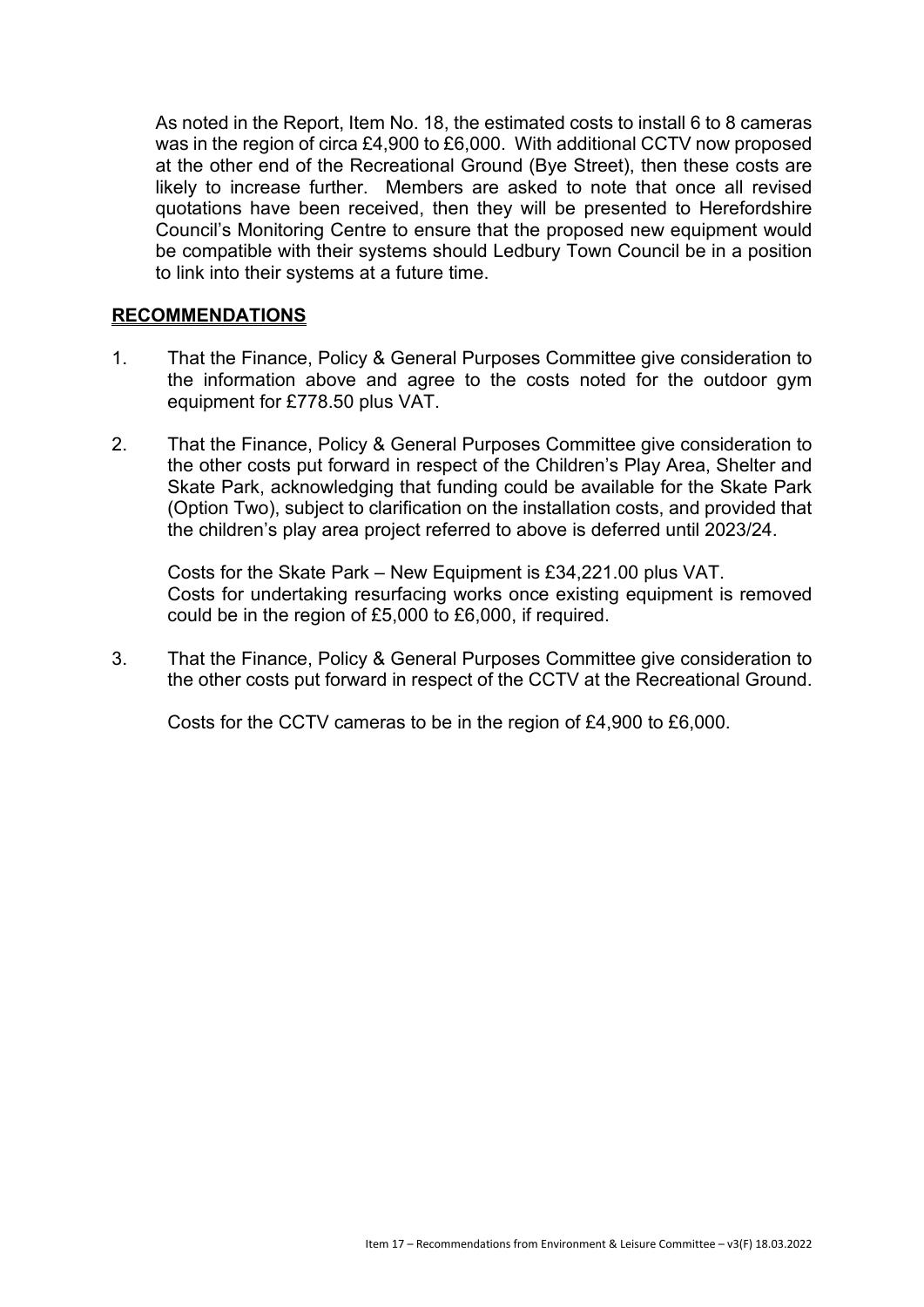As noted in the Report, Item No. 18, the estimated costs to install 6 to 8 cameras was in the region of circa £4,900 to £6,000. With additional CCTV now proposed at the other end of the Recreational Ground (Bye Street), then these costs are likely to increase further. Members are asked to note that once all revised quotations have been received, then they will be presented to Herefordshire Council's Monitoring Centre to ensure that the proposed new equipment would be compatible with their systems should Ledbury Town Council be in a position to link into their systems at a future time.

## RECOMMENDATIONS

1. That the Finance, Policy & General Purposes Committee give consideration to the information above and agree to the costs noted for the outdoor gym equipment for £778.50 plus VAT.

2. That the Finance, Policy & General Purposes Committee give consideration to the other costs put forward in respect of the Children's Play Area, Shelter and Skate Park, acknowledging that funding could be available for the Skate Park (Option Two), subject to clarification on the installation costs, and provided that the children's play area project referred to above is deferred until 2023/24.

   Costs for the Skate Park – New Equipment is £34,221.00 plus VAT.
   Costs for undertaking resurfacing works once existing equipment is removed could be in the region of £5,000 to £6,000, if required.

3. That the Finance, Policy & General Purposes Committee give consideration to the other costs put forward in respect of the CCTV at the Recreational Ground.

   Costs for the CCTV cameras to be in the region of £4,900 to £6,000.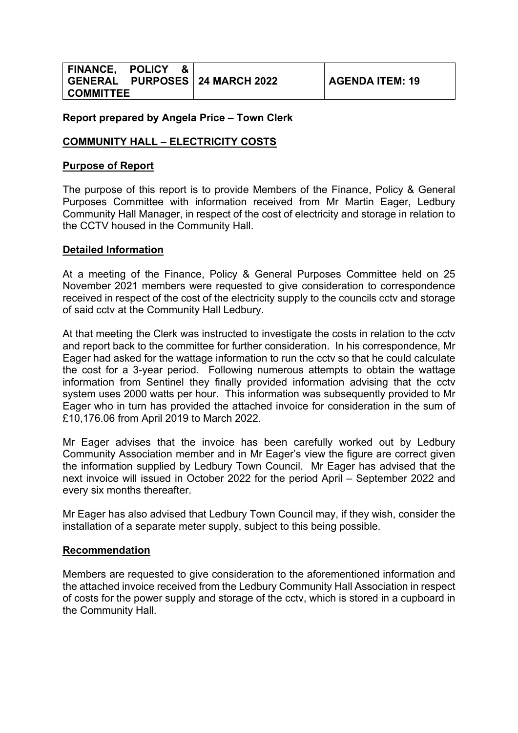| FINANCE, POLICY & GENERAL PURPOSES COMMITTEE | 24 MARCH 2022 | AGENDA ITEM: 19 |
|---|---|---|

**Report prepared by Angela Price – Town Clerk**

## COMMUNITY HALL – ELECTRICITY COSTS

### Purpose of Report

The purpose of this report is to provide Members of the Finance, Policy & General Purposes Committee with information received from Mr Martin Eager, Ledbury Community Hall Manager, in respect of the cost of electricity and storage in relation to the CCTV housed in the Community Hall.

### Detailed Information

At a meeting of the Finance, Policy & General Purposes Committee held on 25 November 2021 members were requested to give consideration to correspondence received in respect of the cost of the electricity supply to the councils cctv and storage of said cctv at the Community Hall Ledbury.

At that meeting the Clerk was instructed to investigate the costs in relation to the cctv and report back to the committee for further consideration. In his correspondence, Mr Eager had asked for the wattage information to run the cctv so that he could calculate the cost for a 3-year period. Following numerous attempts to obtain the wattage information from Sentinel they finally provided information advising that the cctv system uses 2000 watts per hour. This information was subsequently provided to Mr Eager who in turn has provided the attached invoice for consideration in the sum of £10,176.06 from April 2019 to March 2022.

Mr Eager advises that the invoice has been carefully worked out by Ledbury Community Association member and in Mr Eager's view the figure are correct given the information supplied by Ledbury Town Council. Mr Eager has advised that the next invoice will issued in October 2022 for the period April – September 2022 and every six months thereafter.

Mr Eager has also advised that Ledbury Town Council may, if they wish, consider the installation of a separate meter supply, subject to this being possible.

### Recommendation

Members are requested to give consideration to the aforementioned information and the attached invoice received from the Ledbury Community Hall Association in respect of costs for the power supply and storage of the cctv, which is stored in a cupboard in the Community Hall.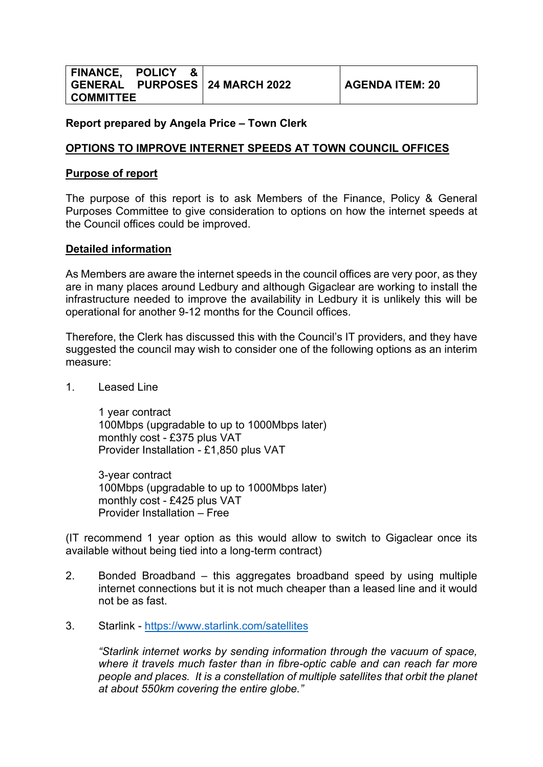| FINANCE, POLICY & GENERAL PURPOSES COMMITTEE | 24 MARCH 2022 | AGENDA ITEM: 20 |
|---|---|---|

**Report prepared by Angela Price – Town Clerk**

## OPTIONS TO IMPROVE INTERNET SPEEDS AT TOWN COUNCIL OFFICES

### Purpose of report

The purpose of this report is to ask Members of the Finance, Policy & General Purposes Committee to give consideration to options on how the internet speeds at the Council offices could be improved.

### Detailed information

As Members are aware the internet speeds in the council offices are very poor, as they are in many places around Ledbury and although Gigaclear are working to install the infrastructure needed to improve the availability in Ledbury it is unlikely this will be operational for another 9-12 months for the Council offices.

Therefore, the Clerk has discussed this with the Council's IT providers, and they have suggested the council may wish to consider one of the following options as an interim measure:

1. Leased Line

   1 year contract
   100Mbps (upgradable to up to 1000Mbps later)
   monthly cost - £375 plus VAT
   Provider Installation - £1,850 plus VAT

   3-year contract
   100Mbps (upgradable to up to 1000Mbps later)
   monthly cost - £425 plus VAT
   Provider Installation – Free

(IT recommend 1 year option as this would allow to switch to Gigaclear once its available without being tied into a long-term contract)

2. Bonded Broadband – this aggregates broadband speed by using multiple internet connections but it is not much cheaper than a leased line and it would not be as fast.

3. Starlink - https://www.starlink.com/satellites

   *"Starlink internet works by sending information through the vacuum of space, where it travels much faster than in fibre-optic cable and can reach far more people and places. It is a constellation of multiple satellites that orbit the planet at about 550km covering the entire globe."*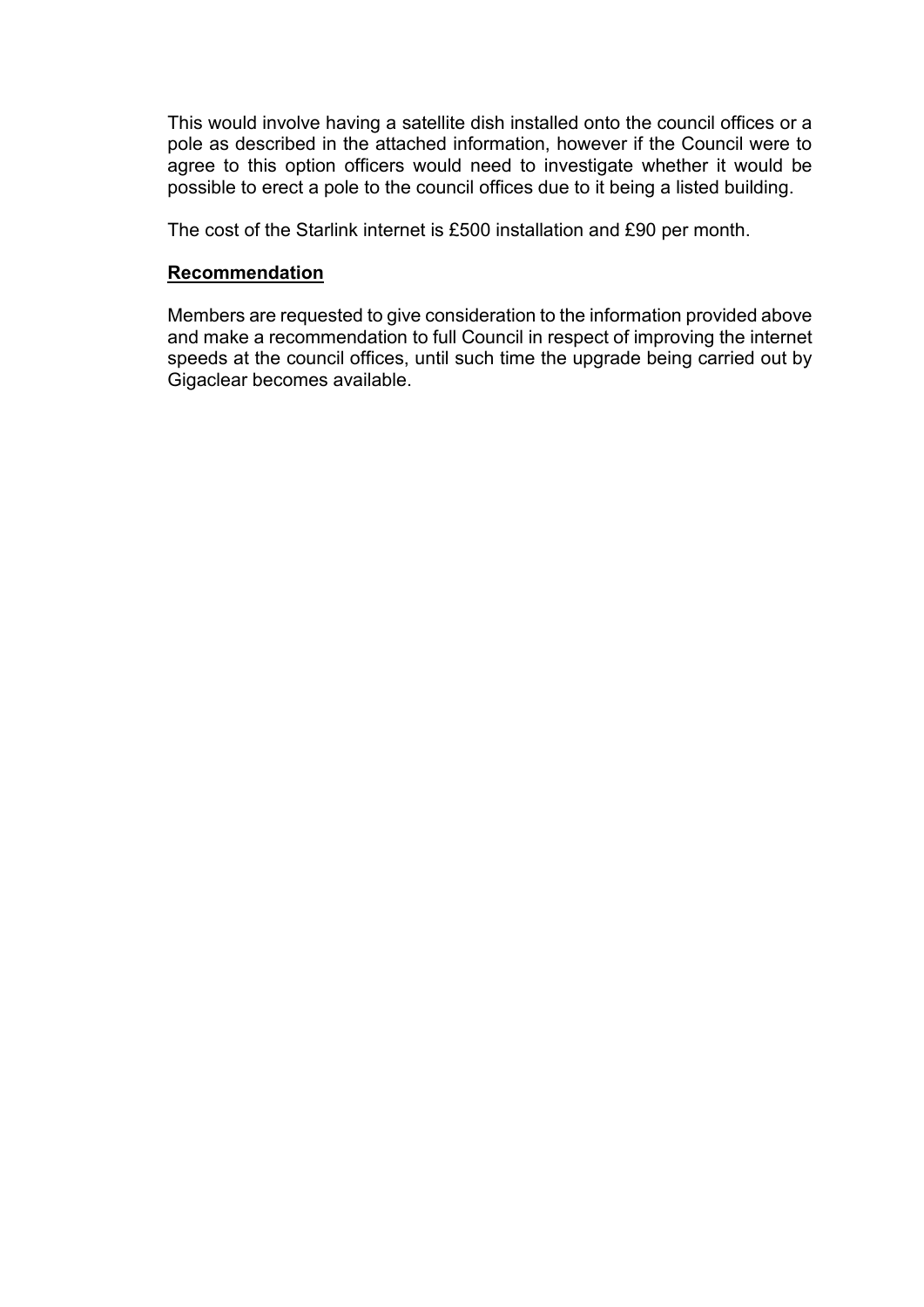This would involve having a satellite dish installed onto the council offices or a pole as described in the attached information, however if the Council were to agree to this option officers would need to investigate whether it would be possible to erect a pole to the council offices due to it being a listed building.

The cost of the Starlink internet is £500 installation and £90 per month.

**Recommendation**

Members are requested to give consideration to the information provided above and make a recommendation to full Council in respect of improving the internet speeds at the council offices, until such time the upgrade being carried out by Gigaclear becomes available.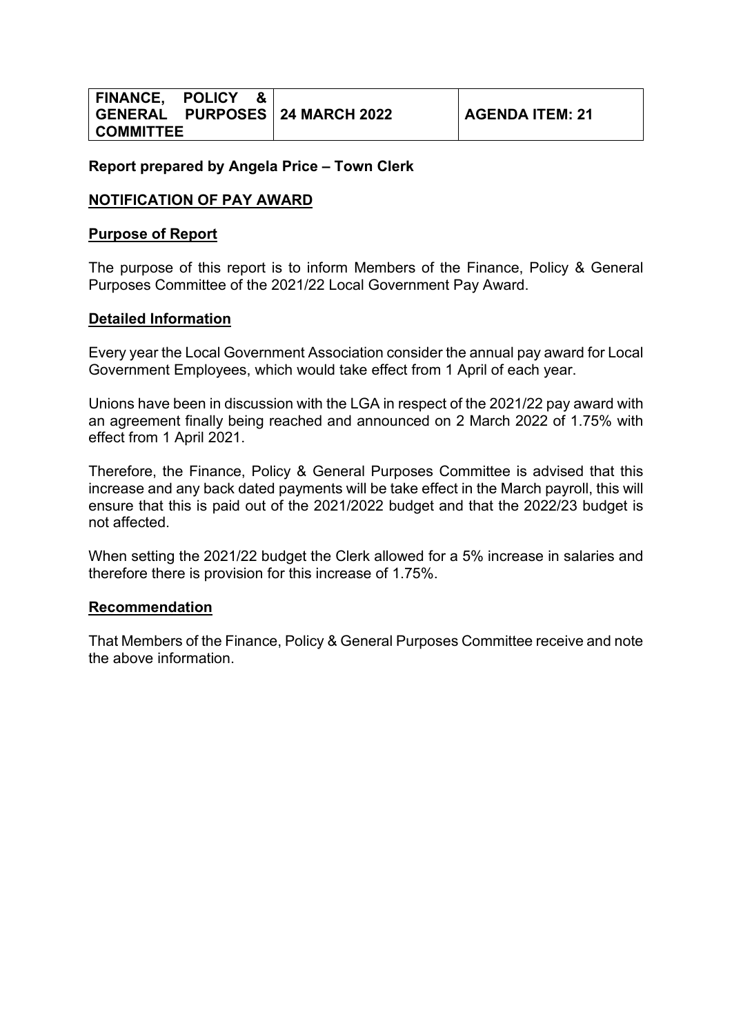| FINANCE, POLICY & GENERAL PURPOSES COMMITTEE | 24 MARCH 2022 | AGENDA ITEM: 21 |
|---|---|---|

**Report prepared by Angela Price – Town Clerk**

**NOTIFICATION OF PAY AWARD**

**Purpose of Report**

The purpose of this report is to inform Members of the Finance, Policy & General Purposes Committee of the 2021/22 Local Government Pay Award.

**Detailed Information**

Every year the Local Government Association consider the annual pay award for Local Government Employees, which would take effect from 1 April of each year.

Unions have been in discussion with the LGA in respect of the 2021/22 pay award with an agreement finally being reached and announced on 2 March 2022 of 1.75% with effect from 1 April 2021.

Therefore, the Finance, Policy & General Purposes Committee is advised that this increase and any back dated payments will be take effect in the March payroll, this will ensure that this is paid out of the 2021/2022 budget and that the 2022/23 budget is not affected.

When setting the 2021/22 budget the Clerk allowed for a 5% increase in salaries and therefore there is provision for this increase of 1.75%.

**Recommendation**

That Members of the Finance, Policy & General Purposes Committee receive and note the above information.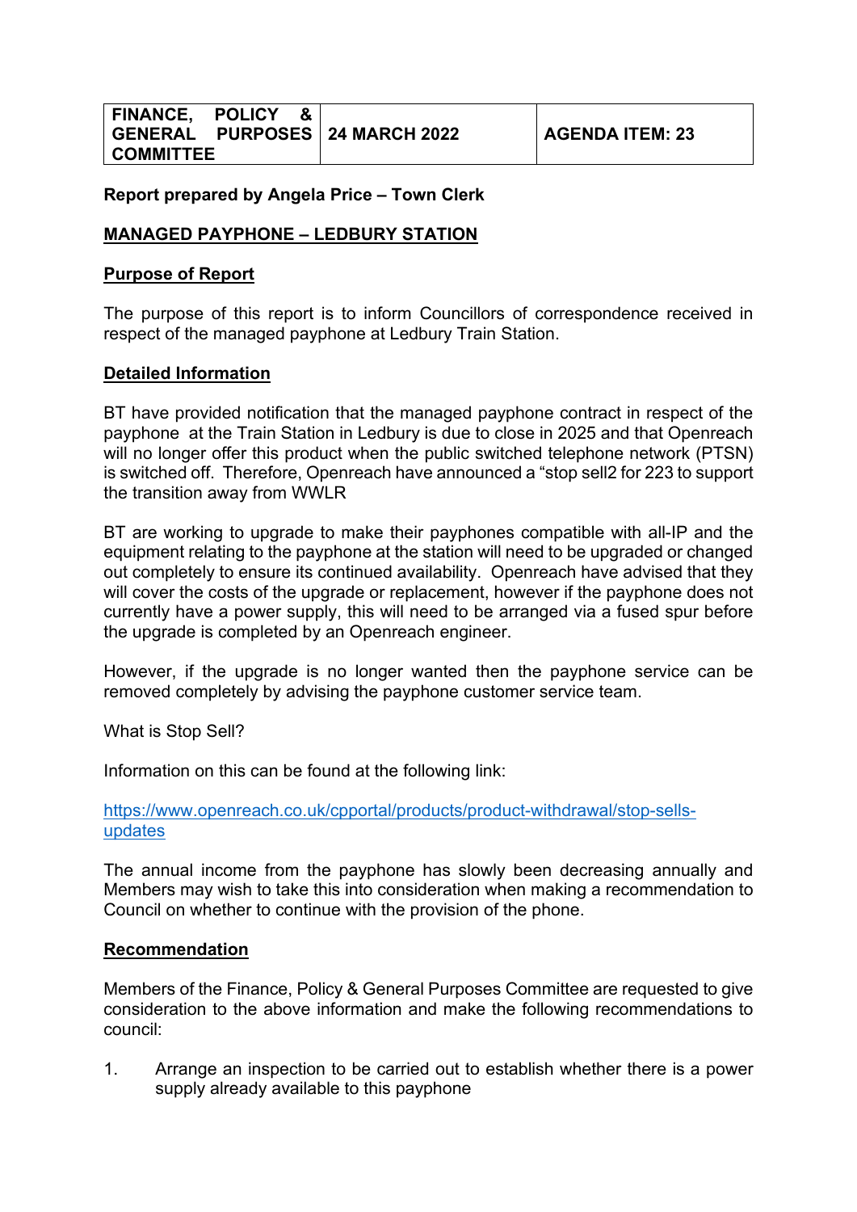| FINANCE, POLICY & GENERAL PURPOSES COMMITTEE | 24 MARCH 2022 | AGENDA ITEM: 23 |
|---|---|---|

**Report prepared by Angela Price – Town Clerk**

## MANAGED PAYPHONE – LEDBURY STATION

### Purpose of Report

The purpose of this report is to inform Councillors of correspondence received in respect of the managed payphone at Ledbury Train Station.

### Detailed Information

BT have provided notification that the managed payphone contract in respect of the payphone at the Train Station in Ledbury is due to close in 2025 and that Openreach will no longer offer this product when the public switched telephone network (PTSN) is switched off. Therefore, Openreach have announced a "stop sell2 for 223 to support the transition away from WWLR

BT are working to upgrade to make their payphones compatible with all-IP and the equipment relating to the payphone at the station will need to be upgraded or changed out completely to ensure its continued availability. Openreach have advised that they will cover the costs of the upgrade or replacement, however if the payphone does not currently have a power supply, this will need to be arranged via a fused spur before the upgrade is completed by an Openreach engineer.

However, if the upgrade is no longer wanted then the payphone service can be removed completely by advising the payphone customer service team.

What is Stop Sell?

Information on this can be found at the following link:

[https://www.openreach.co.uk/cpportal/products/product-withdrawal/stop-sells-updates](https://www.openreach.co.uk/cpportal/products/product-withdrawal/stop-sells-updates)

The annual income from the payphone has slowly been decreasing annually and Members may wish to take this into consideration when making a recommendation to Council on whether to continue with the provision of the phone.

### Recommendation

Members of the Finance, Policy & General Purposes Committee are requested to give consideration to the above information and make the following recommendations to council:

1. Arrange an inspection to be carried out to establish whether there is a power supply already available to this payphone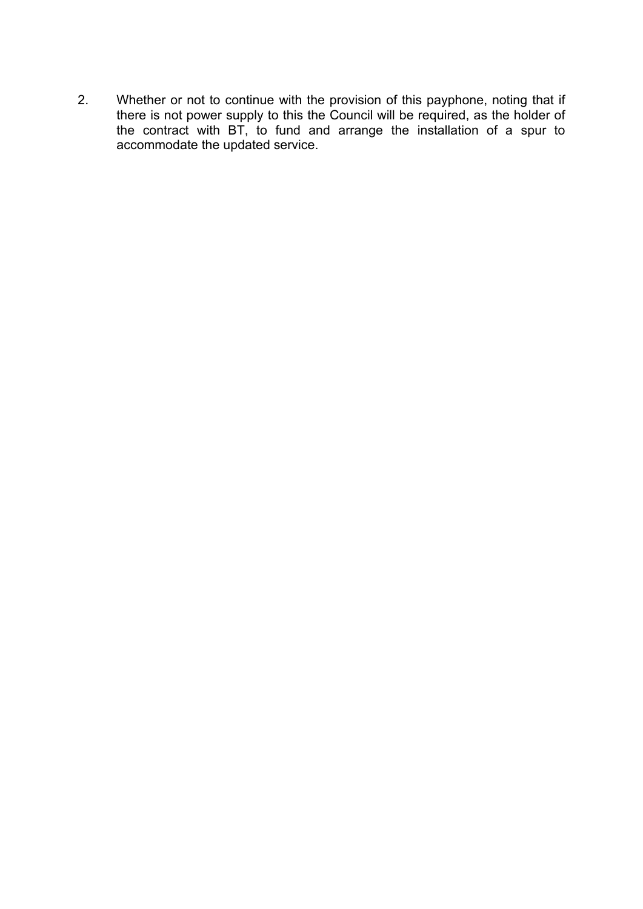2. Whether or not to continue with the provision of this payphone, noting that if there is not power supply to this the Council will be required, as the holder of the contract with BT, to fund and arrange the installation of a spur to accommodate the updated service.